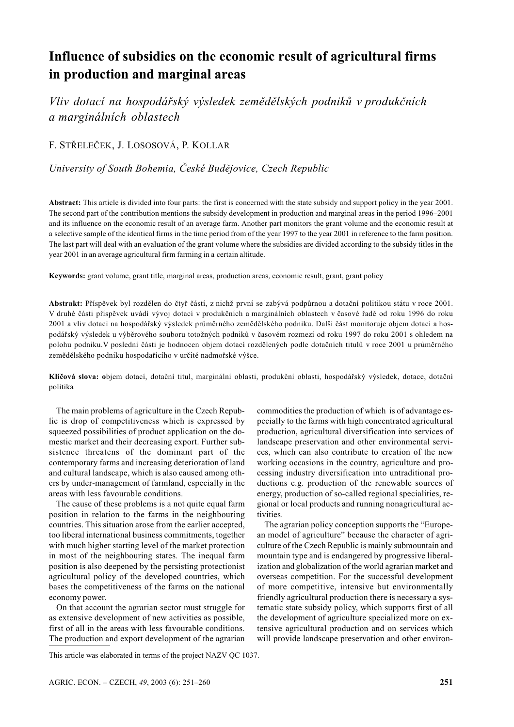# Influence of subsidies on the economic result of agricultural firms in production and marginal areas

*Vliv dotací na hospodářský výsledek zemědělských podniků v produkčních a marginálních oblastech*

F. STŘELEČEK, J. LOSOSOVÁ, P. KOLLAR

*University of South Bohemia, České Budějovice, Czech Republic*

**Abstract:** This article is divided into four parts: the first is concerned with the state subsidy and support policy in the year 2001. The second part of the contribution mentions the subsidy development in production and marginal areas in the period 1996–2001 and its influence on the economic result of an average farm. Another part monitors the grant volume and the economic result at a selective sample of the identical firms in the time period from of the year 1997 to the year 2001 in reference to the farm position. The last part will deal with an evaluation of the grant volume where the subsidies are divided according to the subsidy titles in the year 2001 in an average agricultural firm farming in a certain altitude.

**Keywords:** grant volume, grant title, marginal areas, production areas, economic result, grant, grant policy

**Abstrakt:** Příspěvek byl rozdělen do čtyř částí, z nichž první se zabývá podpůrnou a dotační politikou státu v roce 2001. V druhé části příspěvek uvádí vývoj dotací v produkčních a marginálních oblastech v časové řadě od roku 1996 do roku 2001 a vliv dotací na hospodářský výsledek průměrného zemědělského podniku. Další část monitoruje objem dotací a hospodářský výsledek u výběrového souboru totožných podniků v časovém rozmezí od roku 1997 do roku 2001 s ohledem na polohu podniku.V poslední části je hodnocen objem dotací rozdělených podle dotačních titulů v roce 2001 u průměrného zemědělského podniku hospodařícího v určité nadmořské výšce.

**Klíčová slova:** **o**bjem dotací, dotační titul, marginální oblasti, produkční oblasti, hospodářský výsledek, dotace, dotační politika

The main problems of agriculture in the Czech Republic is drop of competitiveness which is expressed by squeezed possibilities of product application on the domestic market and their decreasing export. Further subsistence threatens of the dominant part of the contemporary farms and increasing deterioration of land and cultural landscape, which is also caused among others by under-management of farmland, especially in the areas with less favourable conditions.

The cause of these problems is not quite equal farm position in relation to the farms in the neighbouring countries. This situation arose from the earlier accepted, too liberal international business commitments, together with much higher starting level of the market protection in most of the neighbouring states. The inequal farm position is also deepened by the persisting protectionist agricultural policy of the developed countries, which bases the competitiveness of the farms on the national economy power.

On that account the agrarian sector must struggle for as extensive development of new activities as possible, first of all in the areas with less favourable conditions. The production and export development of the agrarian commodities the production of which is of advantage especially to the farms with high concentrated agricultural production, agricultural diversification into services of landscape preservation and other environmental services, which can also contribute to creation of the new working occasions in the country, agriculture and processing industry diversification into untraditional productions e.g. production of the renewable sources of energy, production of so-called regional specialities, regional or local products and running nonagricultural activities.

The agrarian policy conception supports the "European model of agriculture" because the character of agriculture of the Czech Republic is mainly submountain and mountain type and is endangered by progressive liberalization and globalization of the world agrarian market and overseas competition. For the successful development of more competitive, intensive but environmentally friendly agricultural production there is necessary a systematic state subsidy policy, which supports first of all the development of agriculture specialized more on extensive agricultural production and on services which will provide landscape preservation and other environ-

This article was elaborated in terms of the project NAZV QC 1037.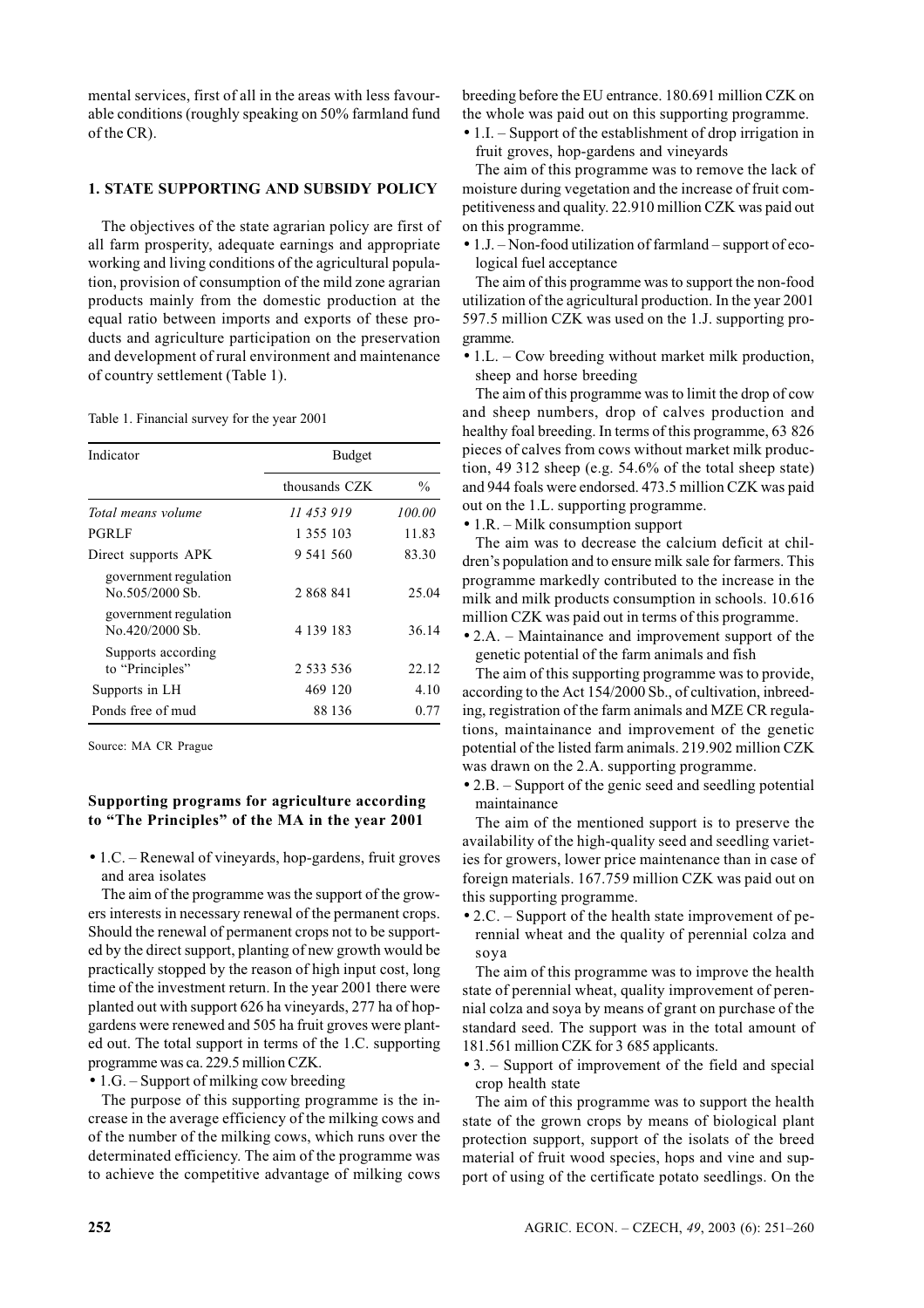mental services, first of all in the areas with less favourable conditions (roughly speaking on 50% farmland fund of the CR).

## 1. STATE SUPPORTING AND SUBSIDY POLICY

The objectives of the state agrarian policy are first of all farm prosperity, adequate earnings and appropriate working and living conditions of the agricultural population, provision of consumption of the mild zone agrarian products mainly from the domestic production at the equal ratio between imports and exports of these products and agriculture participation on the preservation and development of rural environment and maintenance of country settlement (Table 1).

Table 1. Financial survey for the year 2001

| Indicator | Budget | |
|---|---|---|
| | thousands CZK | % |
| *Total means volume* | *11 453 919* | *100.00* |
| PGRLF | 1 355 103 | 11.83 |
| Direct supports APK | 9 541 560 | 83.30 |
| government regulation No.505/2000 Sb. | 2 868 841 | 25.04 |
| government regulation No.420/2000 Sb. | 4 139 183 | 36.14 |
| Supports according to "Principles" | 2 533 536 | 22.12 |
| Supports in LH | 469 120 | 4.10 |
| Ponds free of mud | 88 136 | 0.77 |

Source: MA CR Prague

### Supporting programs for agriculture according to "The Principles" of the MA in the year 2001

- 1.C. – Renewal of vineyards, hop-gardens, fruit groves and area isolates

The aim of the programme was the support of the growers interests in necessary renewal of the permanent crops. Should the renewal of permanent crops not to be supported by the direct support, planting of new growth would be practically stopped by the reason of high input cost, long time of the investment return. In the year 2001 there were planted out with support 626 ha vineyards, 277 ha of hop-gardens were renewed and 505 ha fruit groves were planted out. The total support in terms of the 1.C. supporting programme was ca. 229.5 million CZK.

- 1.G. – Support of milking cow breeding

The purpose of this supporting programme is the increase in the average efficiency of the milking cows and of the number of the milking cows, which runs over the determinated efficiency. The aim of the programme was to achieve the competitive advantage of milking cows breeding before the EU entrance. 180.691 million CZK on the whole was paid out on this supporting programme.

- 1.I. – Support of the establishment of drop irrigation in fruit groves, hop-gardens and vineyards

The aim of this programme was to remove the lack of moisture during vegetation and the increase of fruit competitiveness and quality. 22.910 million CZK was paid out on this programme.

- 1.J. – Non-food utilization of farmland – support of ecological fuel acceptance

The aim of this programme was to support the non-food utilization of the agricultural production. In the year 2001 597.5 million CZK was used on the 1.J. supporting programme.

- 1.L. – Cow breeding without market milk production, sheep and horse breeding

The aim of this programme was to limit the drop of cow and sheep numbers, drop of calves production and healthy foal breeding. In terms of this programme, 63 826 pieces of calves from cows without market milk production, 49 312 sheep (e.g. 54.6% of the total sheep state) and 944 foals were endorsed. 473.5 million CZK was paid out on the 1.L. supporting programme.

- 1.R. – Milk consumption support

The aim was to decrease the calcium deficit at children's population and to ensure milk sale for farmers. This programme markedly contributed to the increase in the milk and milk products consumption in schools. 10.616 million CZK was paid out in terms of this programme.

- 2.A. – Maintainance and improvement support of the genetic potential of the farm animals and fish

The aim of this supporting programme was to provide, according to the Act 154/2000 Sb., of cultivation, inbreeding, registration of the farm animals and MZE CR regulations, maintainance and improvement of the genetic potential of the listed farm animals. 219.902 million CZK was drawn on the 2.A. supporting programme.

- 2.B. – Support of the genic seed and seedling potential maintainance

The aim of the mentioned support is to preserve the availability of the high-quality seed and seedling varieties for growers, lower price maintenance than in case of foreign materials. 167.759 million CZK was paid out on this supporting programme.

- 2.C. – Support of the health state improvement of perennial wheat and the quality of perennial colza and soya

The aim of this programme was to improve the health state of perennial wheat, quality improvement of perennial colza and soya by means of grant on purchase of the standard seed. The support was in the total amount of 181.561 million CZK for 3 685 applicants.

- 3. – Support of improvement of the field and special crop health state

The aim of this programme was to support the health state of the grown crops by means of biological plant protection support, support of the isolats of the breed material of fruit wood species, hops and vine and support of using of the certificate potato seedlings. On the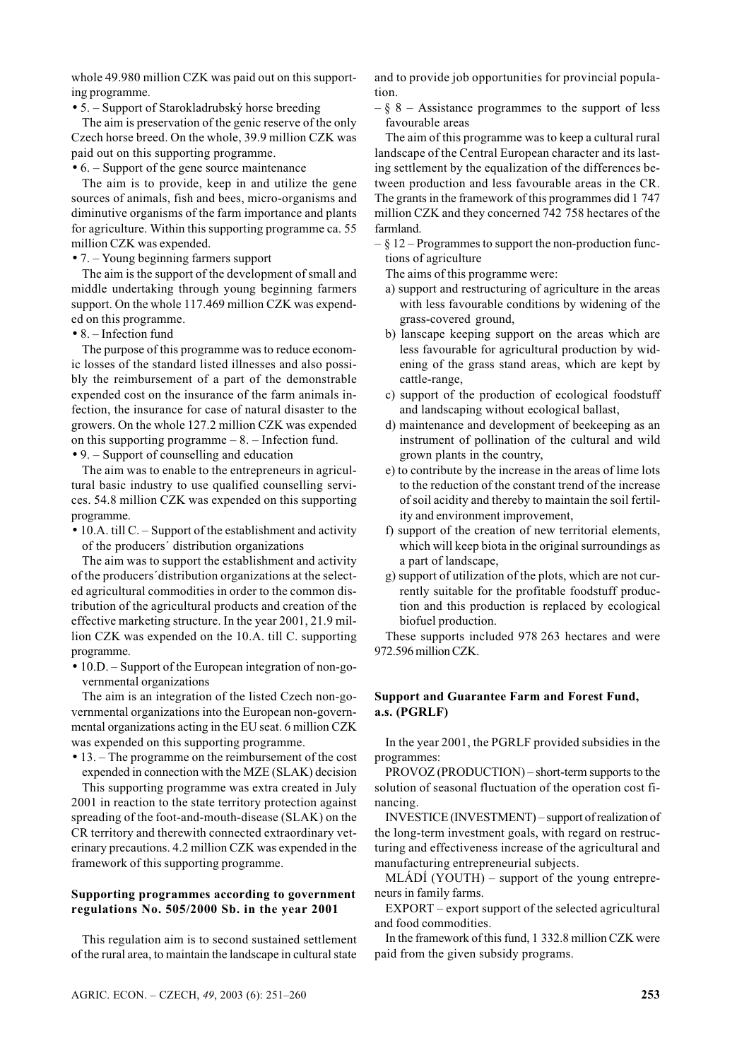whole 49.980 million CZK was paid out on this supporting programme.

• 5. – Support of Starokladrubský horse breeding

The aim is preservation of the genic reserve of the only Czech horse breed. On the whole, 39.9 million CZK was paid out on this supporting programme.

• 6. – Support of the gene source maintenance

The aim is to provide, keep in and utilize the gene sources of animals, fish and bees, micro-organisms and diminutive organisms of the farm importance and plants for agriculture. Within this supporting programme ca. 55 million CZK was expended.

• 7. – Young beginning farmers support

The aim is the support of the development of small and middle undertaking through young beginning farmers support. On the whole 117.469 million CZK was expended on this programme.

• 8. – Infection fund

The purpose of this programme was to reduce economic losses of the standard listed illnesses and also possibly the reimbursement of a part of the demonstrable expended cost on the insurance of the farm animals infection, the insurance for case of natural disaster to the growers. On the whole 127.2 million CZK was expended on this supporting programme – 8. – Infection fund.

• 9. – Support of counselling and education

The aim was to enable to the entrepreneurs in agricultural basic industry to use qualified counselling services. 54.8 million CZK was expended on this supporting programme.

• 10.A. till C. – Support of the establishment and activity of the producers´ distribution organizations

The aim was to support the establishment and activity of the producers´distribution organizations at the selected agricultural commodities in order to the common distribution of the agricultural products and creation of the effective marketing structure. In the year 2001, 21.9 million CZK was expended on the 10.A. till C. supporting programme.

• 10.D. – Support of the European integration of non-governmental organizations

The aim is an integration of the listed Czech non-governmental organizations into the European non-governmental organizations acting in the EU seat. 6 million CZK was expended on this supporting programme.

• 13. – The programme on the reimbursement of the cost expended in connection with the MZE (SLAK) decision

This supporting programme was extra created in July 2001 in reaction to the state territory protection against spreading of the foot-and-mouth-disease (SLAK) on the CR territory and therewith connected extraordinary veterinary precautions. 4.2 million CZK was expended in the framework of this supporting programme.

**Supporting programmes according to government regulations No. 505/2000 Sb. in the year 2001**

This regulation aim is to second sustained settlement of the rural area, to maintain the landscape in cultural state and to provide job opportunities for provincial population.

– § 8 – Assistance programmes to the support of less favourable areas

The aim of this programme was to keep a cultural rural landscape of the Central European character and its lasting settlement by the equalization of the differences between production and less favourable areas in the CR. The grants in the framework of this programmes did 1 747 million CZK and they concerned 742 758 hectares of the farmland.

– § 12 – Programmes to support the non-production functions of agriculture

The aims of this programme were:

a) support and restructuring of agriculture in the areas with less favourable conditions by widening of the grass-covered ground,
b) lanscape keeping support on the areas which are less favourable for agricultural production by widening of the grass stand areas, which are kept by cattle-range,
c) support of the production of ecological foodstuff and landscaping without ecological ballast,
d) maintenance and development of beekeeping as an instrument of pollination of the cultural and wild grown plants in the country,
e) to contribute by the increase in the areas of lime lots to the reduction of the constant trend of the increase of soil acidity and thereby to maintain the soil fertility and environment improvement,
f) support of the creation of new territorial elements, which will keep biota in the original surroundings as a part of landscape,
g) support of utilization of the plots, which are not currently suitable for the profitable foodstuff production and this production is replaced by ecological biofuel production.

These supports included 978 263 hectares and were 972.596 million CZK.

**Support and Guarantee Farm and Forest Fund, a.s. (PGRLF)**

In the year 2001, the PGRLF provided subsidies in the programmes:

PROVOZ (PRODUCTION) – short-term supports to the solution of seasonal fluctuation of the operation cost financing.

INVESTICE (INVESTMENT) – support of realization of the long-term investment goals, with regard on restructuring and effectiveness increase of the agricultural and manufacturing entrepreneurial subjects.

MLÁDÍ (YOUTH) – support of the young entrepreneurs in family farms.

EXPORT – export support of the selected agricultural and food commodities.

In the framework of this fund, 1 332.8 million CZK were paid from the given subsidy programs.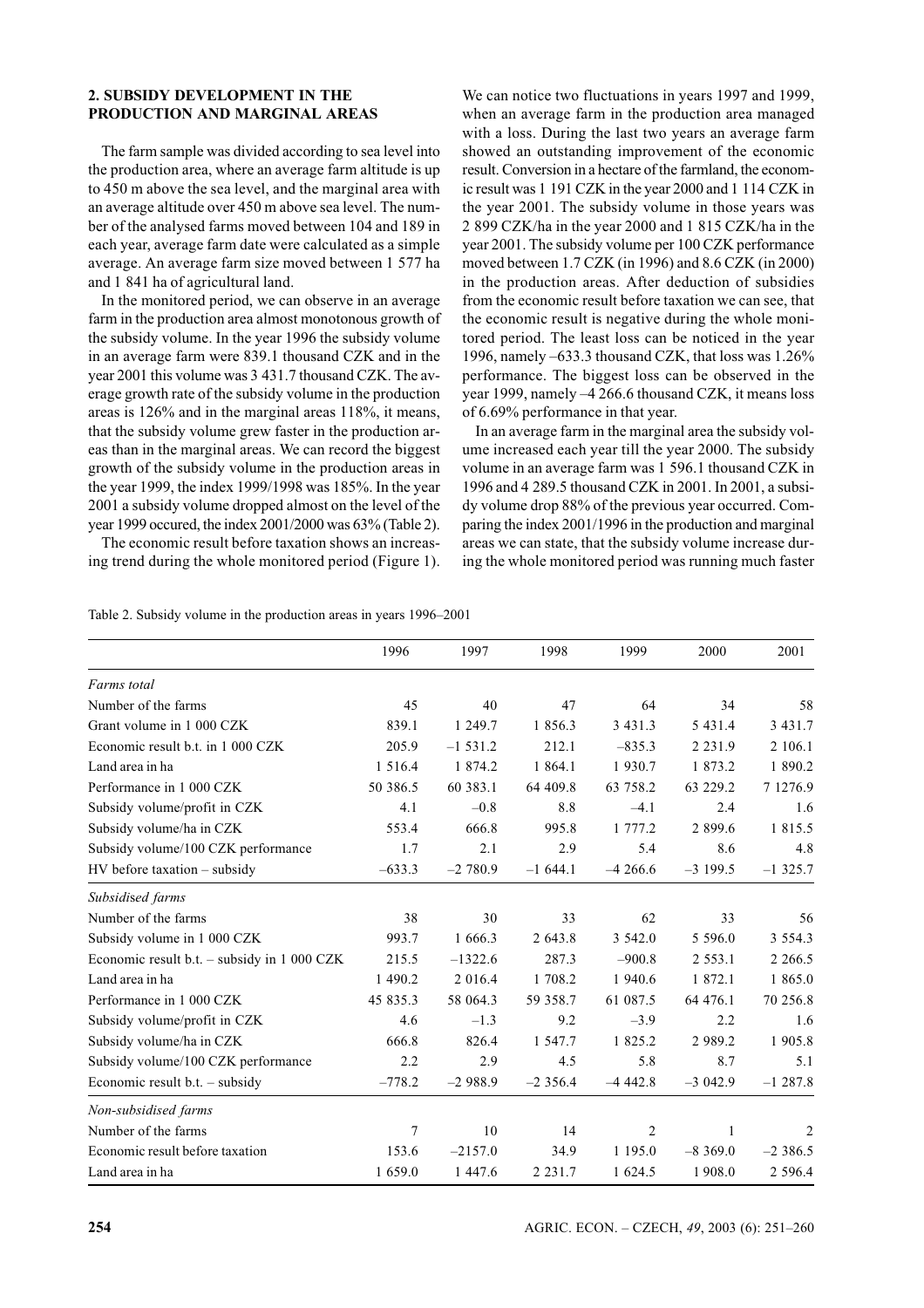## 2. SUBSIDY DEVELOPMENT IN THE PRODUCTION AND MARGINAL AREAS

The farm sample was divided according to sea level into the production area, where an average farm altitude is up to 450 m above the sea level, and the marginal area with an average altitude over 450 m above sea level. The number of the analysed farms moved between 104 and 189 in each year, average farm date were calculated as a simple average. An average farm size moved between 1 577 ha and 1 841 ha of agricultural land.

In the monitored period, we can observe in an average farm in the production area almost monotonous growth of the subsidy volume. In the year 1996 the subsidy volume in an average farm were 839.1 thousand CZK and in the year 2001 this volume was 3 431.7 thousand CZK. The average growth rate of the subsidy volume in the production areas is 126% and in the marginal areas 118%, it means, that the subsidy volume grew faster in the production areas than in the marginal areas. We can record the biggest growth of the subsidy volume in the production areas in the year 1999, the index 1999/1998 was 185%. In the year 2001 a subsidy volume dropped almost on the level of the year 1999 occured, the index 2001/2000 was 63% (Table 2).

The economic result before taxation shows an increasing trend during the whole monitored period (Figure 1). We can notice two fluctuations in years 1997 and 1999, when an average farm in the production area managed with a loss. During the last two years an average farm showed an outstanding improvement of the economic result. Conversion in a hectare of the farmland, the economic result was 1 191 CZK in the year 2000 and 1 114 CZK in the year 2001. The subsidy volume in those years was 2 899 CZK/ha in the year 2000 and 1 815 CZK/ha in the year 2001. The subsidy volume per 100 CZK performance moved between 1.7 CZK (in 1996) and 8.6 CZK (in 2000) in the production areas. After deduction of subsidies from the economic result before taxation we can see, that the economic result is negative during the whole monitored period. The least loss can be noticed in the year 1996, namely –633.3 thousand CZK, that loss was 1.26% performance. The biggest loss can be observed in the year 1999, namely –4 266.6 thousand CZK, it means loss of 6.69% performance in that year.

In an average farm in the marginal area the subsidy volume increased each year till the year 2000. The subsidy volume in an average farm was 1 596.1 thousand CZK in 1996 and 4 289.5 thousand CZK in 2001. In 2001, a subsidy volume drop 88% of the previous year occurred. Comparing the index 2001/1996 in the production and marginal areas we can state, that the subsidy volume increase during the whole monitored period was running much faster

Table 2. Subsidy volume in the production areas in years 1996–2001

| | 1996 | 1997 | 1998 | 1999 | 2000 | 2001 |
|---|---|---|---|---|---|---|
| *Farms total* | | | | | | |
| Number of the farms | 45 | 40 | 47 | 64 | 34 | 58 |
| Grant volume in 1 000 CZK | 839.1 | 1 249.7 | 1 856.3 | 3 431.3 | 5 431.4 | 3 431.7 |
| Economic result b.t. in 1 000 CZK | 205.9 | –1 531.2 | 212.1 | –835.3 | 2 231.9 | 2 106.1 |
| Land area in ha | 1 516.4 | 1 874.2 | 1 864.1 | 1 930.7 | 1 873.2 | 1 890.2 |
| Performance in 1 000 CZK | 50 386.5 | 60 383.1 | 64 409.8 | 63 758.2 | 63 229.2 | 7 1276.9 |
| Subsidy volume/profit in CZK | 4.1 | –0.8 | 8.8 | –4.1 | 2.4 | 1.6 |
| Subsidy volume/ha in CZK | 553.4 | 666.8 | 995.8 | 1 777.2 | 2 899.6 | 1 815.5 |
| Subsidy volume/100 CZK performance | 1.7 | 2.1 | 2.9 | 5.4 | 8.6 | 4.8 |
| HV before taxation – subsidy | –633.3 | –2 780.9 | –1 644.1 | –4 266.6 | –3 199.5 | –1 325.7 |
| *Subsidised farms* | | | | | | |
| Number of the farms | 38 | 30 | 33 | 62 | 33 | 56 |
| Subsidy volume in 1 000 CZK | 993.7 | 1 666.3 | 2 643.8 | 3 542.0 | 5 596.0 | 3 554.3 |
| Economic result b.t. – subsidy in 1 000 CZK | 215.5 | –1322.6 | 287.3 | –900.8 | 2 553.1 | 2 266.5 |
| Land area in ha | 1 490.2 | 2 016.4 | 1 708.2 | 1 940.6 | 1 872.1 | 1 865.0 |
| Performance in 1 000 CZK | 45 835.3 | 58 064.3 | 59 358.7 | 61 087.5 | 64 476.1 | 70 256.8 |
| Subsidy volume/profit in CZK | 4.6 | –1.3 | 9.2 | –3.9 | 2.2 | 1.6 |
| Subsidy volume/ha in CZK | 666.8 | 826.4 | 1 547.7 | 1 825.2 | 2 989.2 | 1 905.8 |
| Subsidy volume/100 CZK performance | 2.2 | 2.9 | 4.5 | 5.8 | 8.7 | 5.1 |
| Economic result b.t. – subsidy | –778.2 | –2 988.9 | –2 356.4 | –4 442.8 | –3 042.9 | –1 287.8 |
| *Non-subsidised farms* | | | | | | |
| Number of the farms | 7 | 10 | 14 | 2 | 1 | 2 |
| Economic result before taxation | 153.6 | –2157.0 | 34.9 | 1 195.0 | –8 369.0 | –2 386.5 |
| Land area in ha | 1 659.0 | 1 447.6 | 2 231.7 | 1 624.5 | 1 908.0 | 2 596.4 |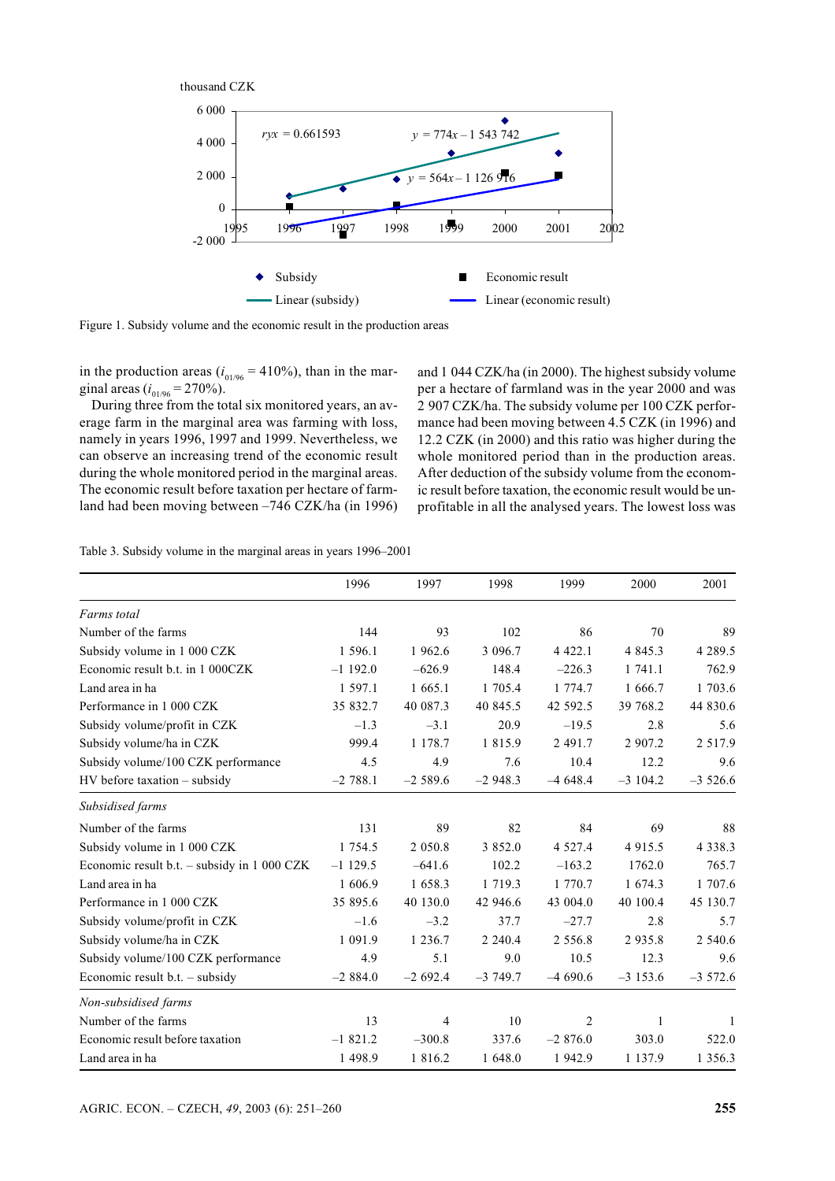thousand CZK

6 000

4 000

2 000

0

-2 000

1995 1996 1997 1998 1999 2000 2001 2002

$ryx = 0.661593$

$y = 774x – 1\ 543\ 742$

$y = 564x – 1\ 126\ 916$

Subsidy · Economic result · Linear (subsidy) · Linear (economic result)

Figure 1. Subsidy volume and the economic result in the production areas

in the production areas ($i_{01/96} = 410\%$), than in the marginal areas ($i_{01/96} = 270\%$).

During three from the total six monitored years, an average farm in the marginal area was farming with loss, namely in years 1996, 1997 and 1999. Nevertheless, we can observe an increasing trend of the economic result during the whole monitored period in the marginal areas. The economic result before taxation per hectare of farmland had been moving between –746 CZK/ha (in 1996) and 1 044 CZK/ha (in 2000). The highest subsidy volume per a hectare of farmland was in the year 2000 and was 2 907 CZK/ha. The subsidy volume per 100 CZK performance had been moving between 4.5 CZK (in 1996) and 12.2 CZK (in 2000) and this ratio was higher during the whole monitored period than in the production areas. After deduction of the subsidy volume from the economic result before taxation, the economic result would be unprofitable in all the analysed years. The lowest loss was

Table 3. Subsidy volume in the marginal areas in years 1996–2001

| | 1996 | 1997 | 1998 | 1999 | 2000 | 2001 |
|---|---|---|---|---|---|---|
| *Farms total* | | | | | | |
| Number of the farms | 144 | 93 | 102 | 86 | 70 | 89 |
| Subsidy volume in 1 000 CZK | 1 596.1 | 1 962.6 | 3 096.7 | 4 422.1 | 4 845.3 | 4 289.5 |
| Economic result b.t. in 1 000CZK | –1 192.0 | –626.9 | 148.4 | –226.3 | 1 741.1 | 762.9 |
| Land area in ha | 1 597.1 | 1 665.1 | 1 705.4 | 1 774.7 | 1 666.7 | 1 703.6 |
| Performance in 1 000 CZK | 35 832.7 | 40 087.3 | 40 845.5 | 42 592.5 | 39 768.2 | 44 830.6 |
| Subsidy volume/profit in CZK | –1.3 | –3.1 | 20.9 | –19.5 | 2.8 | 5.6 |
| Subsidy volume/ha in CZK | 999.4 | 1 178.7 | 1 815.9 | 2 491.7 | 2 907.2 | 2 517.9 |
| Subsidy volume/100 CZK performance | 4.5 | 4.9 | 7.6 | 10.4 | 12.2 | 9.6 |
| HV before taxation – subsidy | –2 788.1 | –2 589.6 | –2 948.3 | –4 648.4 | –3 104.2 | –3 526.6 |
| *Subsidised farms* | | | | | | |
| Number of the farms | 131 | 89 | 82 | 84 | 69 | 88 |
| Subsidy volume in 1 000 CZK | 1 754.5 | 2 050.8 | 3 852.0 | 4 527.4 | 4 915.5 | 4 338.3 |
| Economic result b.t. – subsidy in 1 000 CZK | –1 129.5 | –641.6 | 102.2 | –163.2 | 1762.0 | 765.7 |
| Land area in ha | 1 606.9 | 1 658.3 | 1 719.3 | 1 770.7 | 1 674.3 | 1 707.6 |
| Performance in 1 000 CZK | 35 895.6 | 40 130.0 | 42 946.6 | 43 004.0 | 40 100.4 | 45 130.7 |
| Subsidy volume/profit in CZK | –1.6 | –3.2 | 37.7 | –27.7 | 2.8 | 5.7 |
| Subsidy volume/ha in CZK | 1 091.9 | 1 236.7 | 2 240.4 | 2 556.8 | 2 935.8 | 2 540.6 |
| Subsidy volume/100 CZK performance | 4.9 | 5.1 | 9.0 | 10.5 | 12.3 | 9.6 |
| Economic result b.t. – subsidy | –2 884.0 | –2 692.4 | –3 749.7 | –4 690.6 | –3 153.6 | –3 572.6 |
| *Non-subsidised farms* | | | | | | |
| Number of the farms | 13 | 4 | 10 | 2 | 1 | 1 |
| Economic result before taxation | –1 821.2 | –300.8 | 337.6 | –2 876.0 | 303.0 | 522.0 |
| Land area in ha | 1 498.9 | 1 816.2 | 1 648.0 | 1 942.9 | 1 137.9 | 1 356.3 |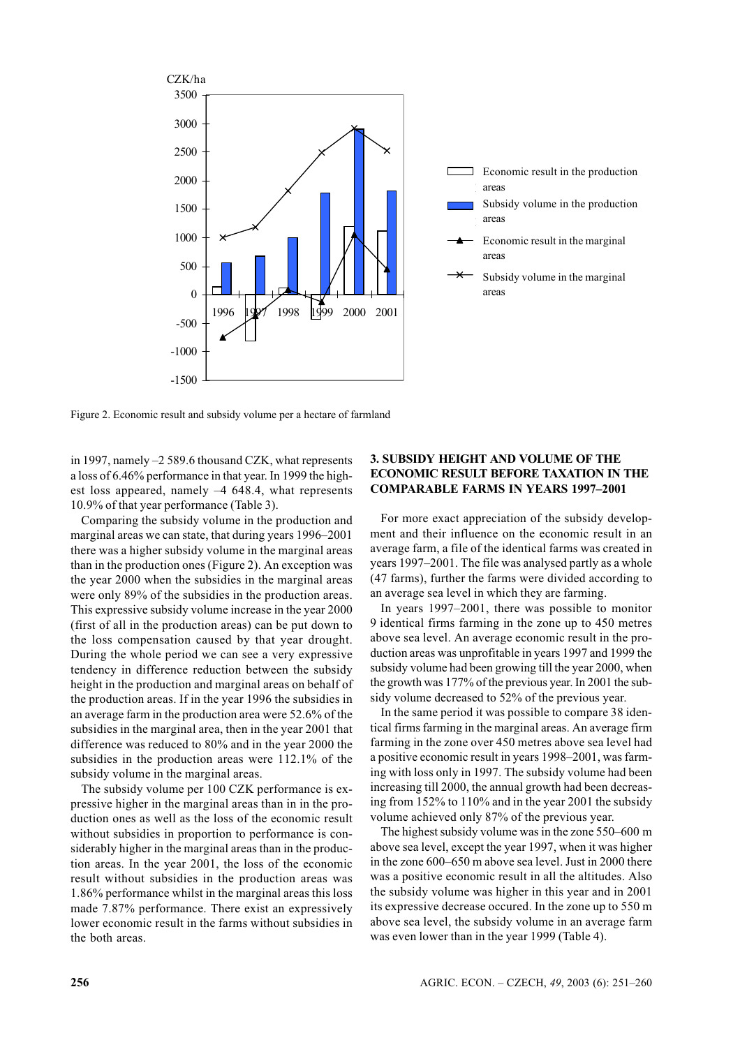Figure 2. Economic result and subsidy volume per a hectare of farmland

in 1997, namely –2 589.6 thousand CZK, what represents a loss of 6.46% performance in that year. In 1999 the highest loss appeared, namely –4 648.4, what represents 10.9% of that year performance (Table 3).

Comparing the subsidy volume in the production and marginal areas we can state, that during years 1996–2001 there was a higher subsidy volume in the marginal areas than in the production ones (Figure 2). An exception was the year 2000 when the subsidies in the marginal areas were only 89% of the subsidies in the production areas. This expressive subsidy volume increase in the year 2000 (first of all in the production areas) can be put down to the loss compensation caused by that year drought. During the whole period we can see a very expressive tendency in difference reduction between the subsidy height in the production and marginal areas on behalf of the production areas. If in the year 1996 the subsidies in an average farm in the production area were 52.6% of the subsidies in the marginal area, then in the year 2001 that difference was reduced to 80% and in the year 2000 the subsidies in the production areas were 112.1% of the subsidy volume in the marginal areas.

The subsidy volume per 100 CZK performance is expressive higher in the marginal areas than in in the production ones as well as the loss of the economic result without subsidies in proportion to performance is considerably higher in the marginal areas than in the production areas. In the year 2001, the loss of the economic result without subsidies in the production areas was 1.86% performance whilst in the marginal areas this loss made 7.87% performance. There exist an expressively lower economic result in the farms without subsidies in the both areas.

## 3. SUBSIDY HEIGHT AND VOLUME OF THE ECONOMIC RESULT BEFORE TAXATION IN THE COMPARABLE FARMS IN YEARS 1997–2001

For more exact appreciation of the subsidy development and their influence on the economic result in an average farm, a file of the identical farms was created in years 1997–2001. The file was analysed partly as a whole (47 farms), further the farms were divided according to an average sea level in which they are farming.

In years 1997–2001, there was possible to monitor 9 identical firms farming in the zone up to 450 metres above sea level. An average economic result in the production areas was unprofitable in years 1997 and 1999 the subsidy volume had been growing till the year 2000, when the growth was 177% of the previous year. In 2001 the subsidy volume decreased to 52% of the previous year.

In the same period it was possible to compare 38 identical firms farming in the marginal areas. An average firm farming in the zone over 450 metres above sea level had a positive economic result in years 1998–2001, was farming with loss only in 1997. The subsidy volume had been increasing till 2000, the annual growth had been decreasing from 152% to 110% and in the year 2001 the subsidy volume achieved only 87% of the previous year.

The highest subsidy volume was in the zone 550–600 m above sea level, except the year 1997, when it was higher in the zone 600–650 m above sea level. Just in 2000 there was a positive economic result in all the altitudes. Also the subsidy volume was higher in this year and in 2001 its expressive decrease occured. In the zone up to 550 m above sea level, the subsidy volume in an average farm was even lower than in the year 1999 (Table 4).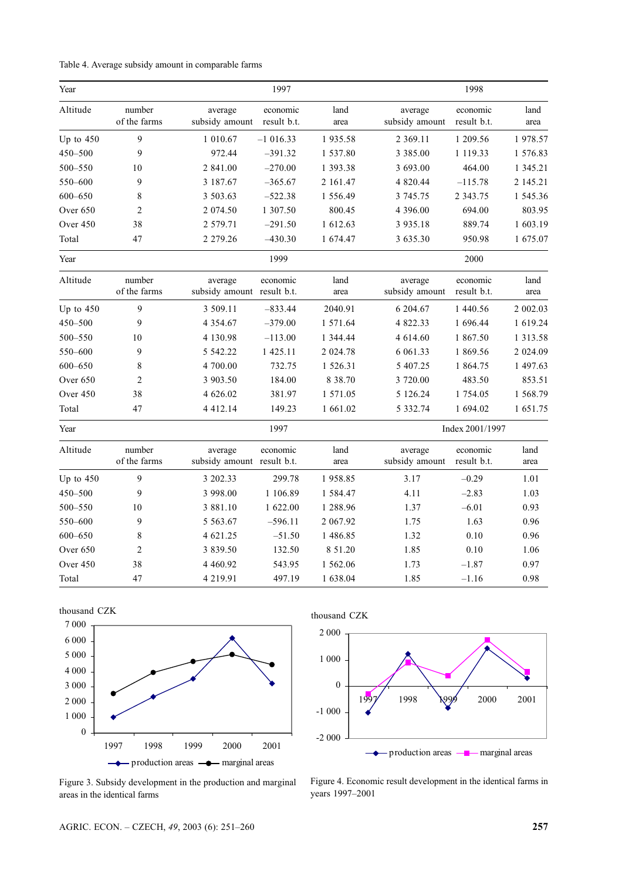Table 4. Average subsidy amount in comparable farms

| Year | | 1997 | | | 1998 | | |
|---|---|---|---|---|---|---|---|
| Altitude | number of the farms | average subsidy amount | economic result b.t. | land area | average subsidy amount | economic result b.t. | land area |
| Up to 450 | 9 | 1 010.67 | −1 016.33 | 1 935.58 | 2 369.11 | 1 209.56 | 1 978.57 |
| 450–500 | 9 | 972.44 | −391.32 | 1 537.80 | 3 385.00 | 1 119.33 | 1 576.83 |
| 500–550 | 10 | 2 841.00 | −270.00 | 1 393.38 | 3 693.00 | 464.00 | 1 345.21 |
| 550–600 | 9 | 3 187.67 | −365.67 | 2 161.47 | 4 820.44 | −115.78 | 2 145.21 |
| 600–650 | 8 | 3 503.63 | −522.38 | 1 556.49 | 3 745.75 | 2 343.75 | 1 545.36 |
| Over 650 | 2 | 2 074.50 | 1 307.50 | 800.45 | 4 396.00 | 694.00 | 803.95 |
| Over 450 | 38 | 2 579.71 | −291.50 | 1 612.63 | 3 935.18 | 889.74 | 1 603.19 |
| Total | 47 | 2 279.26 | −430.30 | 1 674.47 | 3 635.30 | 950.98 | 1 675.07 |
| Year | | 1999 | | | 2000 | | |
| Altitude | number of the farms | average subsidy amount | economic result b.t. | land area | average subsidy amount | economic result b.t. | land area |
| Up to 450 | 9 | 3 509.11 | −833.44 | 2040.91 | 6 204.67 | 1 440.56 | 2 002.03 |
| 450–500 | 9 | 4 354.67 | −379.00 | 1 571.64 | 4 822.33 | 1 696.44 | 1 619.24 |
| 500–550 | 10 | 4 130.98 | −113.00 | 1 344.44 | 4 614.60 | 1 867.50 | 1 313.58 |
| 550–600 | 9 | 5 542.22 | 1 425.11 | 2 024.78 | 6 061.33 | 1 869.56 | 2 024.09 |
| 600–650 | 8 | 4 700.00 | 732.75 | 1 526.31 | 5 407.25 | 1 864.75 | 1 497.63 |
| Over 650 | 2 | 3 903.50 | 184.00 | 8 38.70 | 3 720.00 | 483.50 | 853.51 |
| Over 450 | 38 | 4 626.02 | 381.97 | 1 571.05 | 5 126.24 | 1 754.05 | 1 568.79 |
| Total | 47 | 4 412.14 | 149.23 | 1 661.02 | 5 332.74 | 1 694.02 | 1 651.75 |
| Year | | 1997 | | | Index 2001/1997 | | |
| Altitude | number of the farms | average subsidy amount | economic result b.t. | land area | average subsidy amount | economic result b.t. | land area |
| Up to 450 | 9 | 3 202.33 | 299.78 | 1 958.85 | 3.17 | −0.29 | 1.01 |
| 450–500 | 9 | 3 998.00 | 1 106.89 | 1 584.47 | 4.11 | −2.83 | 1.03 |
| 500–550 | 10 | 3 881.10 | 1 622.00 | 1 288.96 | 1.37 | −6.01 | 0.93 |
| 550–600 | 9 | 5 563.67 | −596.11 | 2 067.92 | 1.75 | 1.63 | 0.96 |
| 600–650 | 8 | 4 621.25 | −51.50 | 1 486.85 | 1.32 | 0.10 | 0.96 |
| Over 650 | 2 | 3 839.50 | 132.50 | 8 51.20 | 1.85 | 0.10 | 1.06 |
| Over 450 | 38 | 4 460.92 | 543.95 | 1 562.06 | 1.73 | −1.87 | 0.97 |
| Total | 47 | 4 219.91 | 497.19 | 1 638.04 | 1.85 | −1.16 | 0.98 |

Figure 3. Subsidy development in the production and marginal areas in the identical farms

Figure 4. Economic result development in the identical farms in years 1997–2001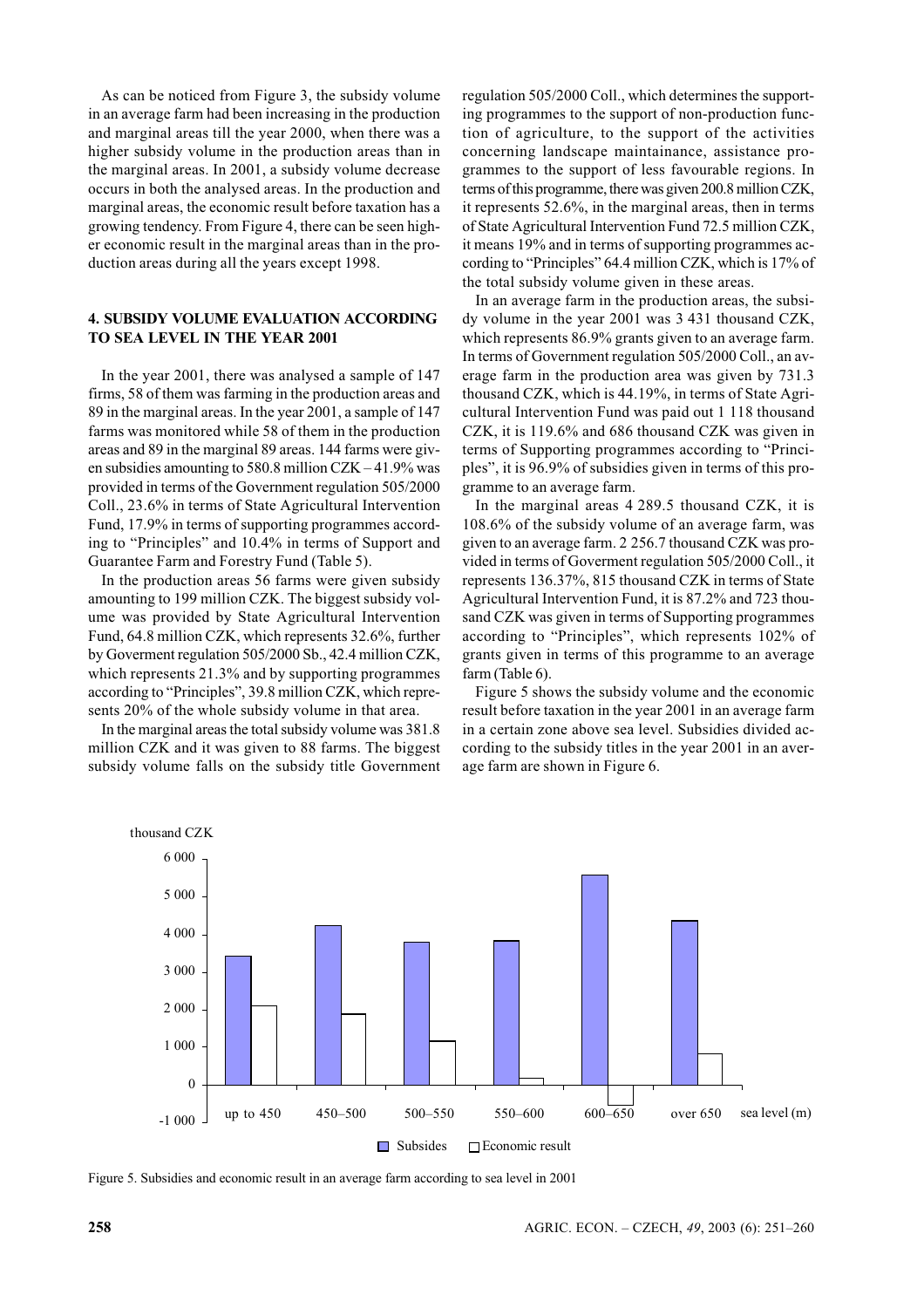As can be noticed from Figure 3, the subsidy volume in an average farm had been increasing in the production and marginal areas till the year 2000, when there was a higher subsidy volume in the production areas than in the marginal areas. In 2001, a subsidy volume decrease occurs in both the analysed areas. In the production and marginal areas, the economic result before taxation has a growing tendency. From Figure 4, there can be seen higher economic result in the marginal areas than in the production areas during all the years except 1998.

## 4. SUBSIDY VOLUME EVALUATION ACCORDING TO SEA LEVEL IN THE YEAR 2001

In the year 2001, there was analysed a sample of 147 firms, 58 of them was farming in the production areas and 89 in the marginal areas. In the year 2001, a sample of 147 farms was monitored while 58 of them in the production areas and 89 in the marginal 89 areas. 144 farms were given subsidies amounting to 580.8 million CZK – 41.9% was provided in terms of the Government regulation 505/2000 Coll., 23.6% in terms of State Agricultural Intervention Fund, 17.9% in terms of supporting programmes according to "Principles" and 10.4% in terms of Support and Guarantee Farm and Forestry Fund (Table 5).

In the production areas 56 farms were given subsidy amounting to 199 million CZK. The biggest subsidy volume was provided by State Agricultural Intervention Fund, 64.8 million CZK, which represents 32.6%, further by Goverment regulation 505/2000 Sb., 42.4 million CZK, which represents 21.3% and by supporting programmes according to "Principles", 39.8 million CZK, which represents 20% of the whole subsidy volume in that area.

In the marginal areas the total subsidy volume was 381.8 million CZK and it was given to 88 farms. The biggest subsidy volume falls on the subsidy title Government regulation 505/2000 Coll., which determines the supporting programmes to the support of non-production function of agriculture, to the support of the activities concerning landscape maintainance, assistance programmes to the support of less favourable regions. In terms of this programme, there was given 200.8 million CZK, it represents 52.6%, in the marginal areas, then in terms of State Agricultural Intervention Fund 72.5 million CZK, it means 19% and in terms of supporting programmes according to "Principles" 64.4 million CZK, which is 17% of the total subsidy volume given in these areas.

In an average farm in the production areas, the subsidy volume in the year 2001 was 3 431 thousand CZK, which represents 86.9% grants given to an average farm. In terms of Government regulation 505/2000 Coll., an average farm in the production area was given by 731.3 thousand CZK, which is 44.19%, in terms of State Agricultural Intervention Fund was paid out 1 118 thousand CZK, it is 119.6% and 686 thousand CZK was given in terms of Supporting programmes according to "Principles", it is 96.9% of subsidies given in terms of this programme to an average farm.

In the marginal areas 4 289.5 thousand CZK, it is 108.6% of the subsidy volume of an average farm, was given to an average farm. 2 256.7 thousand CZK was provided in terms of Goverment regulation 505/2000 Coll., it represents 136.37%, 815 thousand CZK in terms of State Agricultural Intervention Fund, it is 87.2% and 723 thousand CZK was given in terms of Supporting programmes according to "Principles", which represents 102% of grants given in terms of this programme to an average farm (Table 6).

Figure 5 shows the subsidy volume and the economic result before taxation in the year 2001 in an average farm in a certain zone above sea level. Subsidies divided according to the subsidy titles in the year 2001 in an average farm are shown in Figure 6.

Figure 5. Subsidies and economic result in an average farm according to sea level in 2001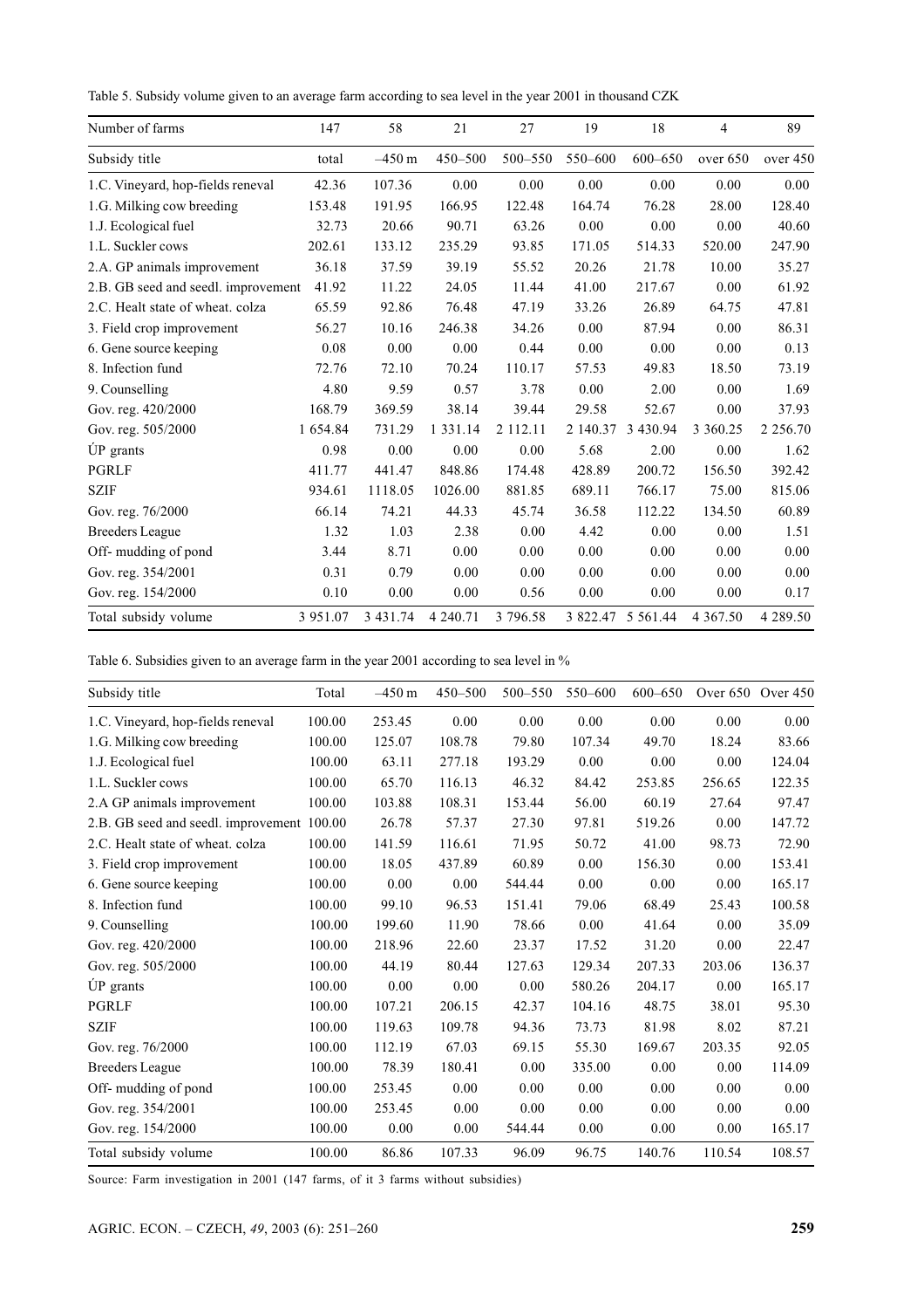Table 5. Subsidy volume given to an average farm according to sea level in the year 2001 in thousand CZK

| Number of farms | 147 | 58 | 21 | 27 | 19 | 18 | 4 | 89 |
|---|---|---|---|---|---|---|---|---|
| Subsidy title | total | –450 m | 450–500 | 500–550 | 550–600 | 600–650 | over 650 | over 450 |
| 1.C. Vineyard, hop-fields reneval | 42.36 | 107.36 | 0.00 | 0.00 | 0.00 | 0.00 | 0.00 | 0.00 |
| 1.G. Milking cow breeding | 153.48 | 191.95 | 166.95 | 122.48 | 164.74 | 76.28 | 28.00 | 128.40 |
| 1.J. Ecological fuel | 32.73 | 20.66 | 90.71 | 63.26 | 0.00 | 0.00 | 0.00 | 40.60 |
| 1.L. Suckler cows | 202.61 | 133.12 | 235.29 | 93.85 | 171.05 | 514.33 | 520.00 | 247.90 |
| 2.A. GP animals improvement | 36.18 | 37.59 | 39.19 | 55.52 | 20.26 | 21.78 | 10.00 | 35.27 |
| 2.B. GB seed and seedl. improvement | 41.92 | 11.22 | 24.05 | 11.44 | 41.00 | 217.67 | 0.00 | 61.92 |
| 2.C. Healt state of wheat. colza | 65.59 | 92.86 | 76.48 | 47.19 | 33.26 | 26.89 | 64.75 | 47.81 |
| 3. Field crop improvement | 56.27 | 10.16 | 246.38 | 34.26 | 0.00 | 87.94 | 0.00 | 86.31 |
| 6. Gene source keeping | 0.08 | 0.00 | 0.00 | 0.44 | 0.00 | 0.00 | 0.00 | 0.13 |
| 8. Infection fund | 72.76 | 72.10 | 70.24 | 110.17 | 57.53 | 49.83 | 18.50 | 73.19 |
| 9. Counselling | 4.80 | 9.59 | 0.57 | 3.78 | 0.00 | 2.00 | 0.00 | 1.69 |
| Gov. reg. 420/2000 | 168.79 | 369.59 | 38.14 | 39.44 | 29.58 | 52.67 | 0.00 | 37.93 |
| Gov. reg. 505/2000 | 1 654.84 | 731.29 | 1 331.14 | 2 112.11 | 2 140.37 | 3 430.94 | 3 360.25 | 2 256.70 |
| ÚP grants | 0.98 | 0.00 | 0.00 | 0.00 | 5.68 | 2.00 | 0.00 | 1.62 |
| PGRLF | 411.77 | 441.47 | 848.86 | 174.48 | 428.89 | 200.72 | 156.50 | 392.42 |
| SZIF | 934.61 | 1118.05 | 1026.00 | 881.85 | 689.11 | 766.17 | 75.00 | 815.06 |
| Gov. reg. 76/2000 | 66.14 | 74.21 | 44.33 | 45.74 | 36.58 | 112.22 | 134.50 | 60.89 |
| Breeders League | 1.32 | 1.03 | 2.38 | 0.00 | 4.42 | 0.00 | 0.00 | 1.51 |
| Off- mudding of pond | 3.44 | 8.71 | 0.00 | 0.00 | 0.00 | 0.00 | 0.00 | 0.00 |
| Gov. reg. 354/2001 | 0.31 | 0.79 | 0.00 | 0.00 | 0.00 | 0.00 | 0.00 | 0.00 |
| Gov. reg. 154/2000 | 0.10 | 0.00 | 0.00 | 0.56 | 0.00 | 0.00 | 0.00 | 0.17 |
| Total subsidy volume | 3 951.07 | 3 431.74 | 4 240.71 | 3 796.58 | 3 822.47 | 5 561.44 | 4 367.50 | 4 289.50 |

Table 6. Subsidies given to an average farm in the year 2001 according to sea level in %

| Subsidy title | Total | –450 m | 450–500 | 500–550 | 550–600 | 600–650 | Over 650 | Over 450 |
|---|---|---|---|---|---|---|---|---|
| 1.C. Vineyard, hop-fields reneval | 100.00 | 253.45 | 0.00 | 0.00 | 0.00 | 0.00 | 0.00 | 0.00 |
| 1.G. Milking cow breeding | 100.00 | 125.07 | 108.78 | 79.80 | 107.34 | 49.70 | 18.24 | 83.66 |
| 1.J. Ecological fuel | 100.00 | 63.11 | 277.18 | 193.29 | 0.00 | 0.00 | 0.00 | 124.04 |
| 1.L. Suckler cows | 100.00 | 65.70 | 116.13 | 46.32 | 84.42 | 253.85 | 256.65 | 122.35 |
| 2.A GP animals improvement | 100.00 | 103.88 | 108.31 | 153.44 | 56.00 | 60.19 | 27.64 | 97.47 |
| 2.B. GB seed and seedl. improvement | 100.00 | 26.78 | 57.37 | 27.30 | 97.81 | 519.26 | 0.00 | 147.72 |
| 2.C. Healt state of wheat. colza | 100.00 | 141.59 | 116.61 | 71.95 | 50.72 | 41.00 | 98.73 | 72.90 |
| 3. Field crop improvement | 100.00 | 18.05 | 437.89 | 60.89 | 0.00 | 156.30 | 0.00 | 153.41 |
| 6. Gene source keeping | 100.00 | 0.00 | 0.00 | 544.44 | 0.00 | 0.00 | 0.00 | 165.17 |
| 8. Infection fund | 100.00 | 99.10 | 96.53 | 151.41 | 79.06 | 68.49 | 25.43 | 100.58 |
| 9. Counselling | 100.00 | 199.60 | 11.90 | 78.66 | 0.00 | 41.64 | 0.00 | 35.09 |
| Gov. reg. 420/2000 | 100.00 | 218.96 | 22.60 | 23.37 | 17.52 | 31.20 | 0.00 | 22.47 |
| Gov. reg. 505/2000 | 100.00 | 44.19 | 80.44 | 127.63 | 129.34 | 207.33 | 203.06 | 136.37 |
| ÚP grants | 100.00 | 0.00 | 0.00 | 0.00 | 580.26 | 204.17 | 0.00 | 165.17 |
| PGRLF | 100.00 | 107.21 | 206.15 | 42.37 | 104.16 | 48.75 | 38.01 | 95.30 |
| SZIF | 100.00 | 119.63 | 109.78 | 94.36 | 73.73 | 81.98 | 8.02 | 87.21 |
| Gov. reg. 76/2000 | 100.00 | 112.19 | 67.03 | 69.15 | 55.30 | 169.67 | 203.35 | 92.05 |
| Breeders League | 100.00 | 78.39 | 180.41 | 0.00 | 335.00 | 0.00 | 0.00 | 114.09 |
| Off- mudding of pond | 100.00 | 253.45 | 0.00 | 0.00 | 0.00 | 0.00 | 0.00 | 0.00 |
| Gov. reg. 354/2001 | 100.00 | 253.45 | 0.00 | 0.00 | 0.00 | 0.00 | 0.00 | 0.00 |
| Gov. reg. 154/2000 | 100.00 | 0.00 | 0.00 | 544.44 | 0.00 | 0.00 | 0.00 | 165.17 |
| Total subsidy volume | 100.00 | 86.86 | 107.33 | 96.09 | 96.75 | 140.76 | 110.54 | 108.57 |

Source: Farm investigation in 2001 (147 farms, of it 3 farms without subsidies)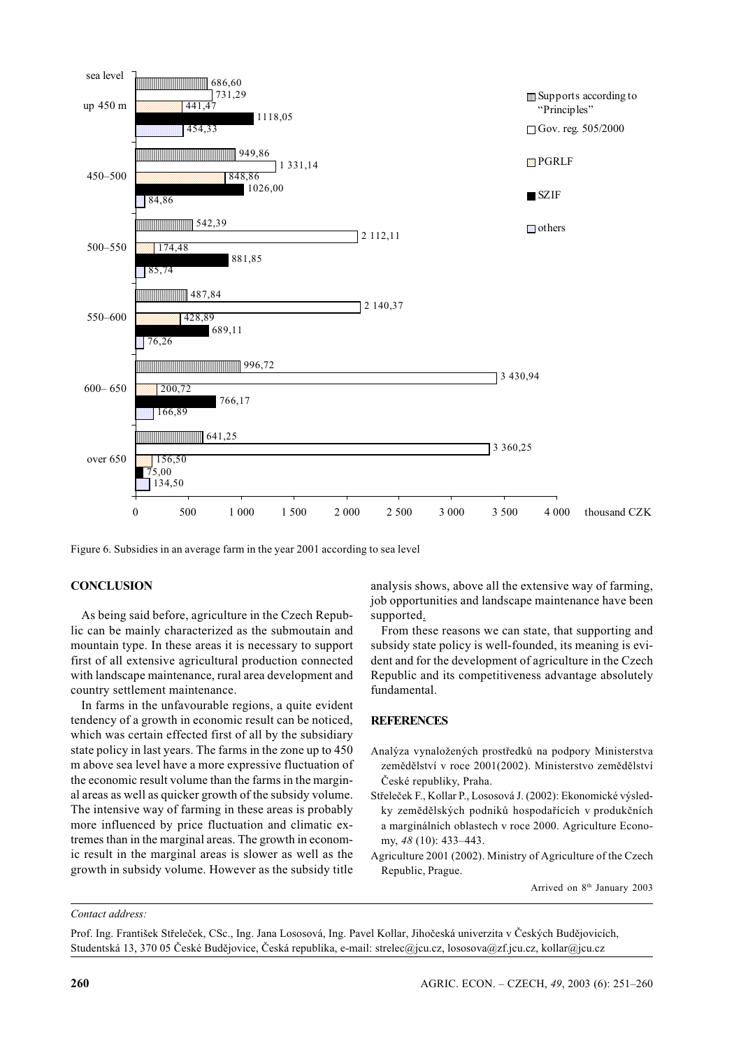sea level

up 450 m

686,60

731,29

441,47

1118,05

454,33

450–500

949,86

1 331,14

848,86

1026,00

84,86

500–550

542,39

2 112,11

174,48

881,85

85,74

550–600

487,84

2 140,37

428,89

689,11

76,26

600– 650

996,72

3 430,94

200,72

766,17

166,89

over 650

641,25

3 360,25

156,50

75,00

134,50

0 500 1 000 1 500 2 000 2 500 3 000 3 500 4 000 thousand CZK

Supports according to "Principles"

Gov. reg. 505/2000

PGRLF

SZIF

others

Figure 6. Subsidies in an average farm in the year 2001 according to sea level

## CONCLUSION

As being said before, agriculture in the Czech Republic can be mainly characterized as the submountain and mountain type. In these areas it is necessary to support first of all extensive agricultural production connected with landscape maintenance, rural area development and country settlement maintenance.

In farms in the unfavourable regions, a quite evident tendency of a growth in economic result can be noticed, which was certain effected first of all by the subsidiary state policy in last years. The farms in the zone up to 450 m above sea level have a more expressive fluctuation of the economic result volume than the farms in the marginal areas as well as quicker growth of the subsidy volume. The intensive way of farming in these areas is probably more influenced by price fluctuation and climatic extremes than in the marginal areas. The growth in economic result in the marginal areas is slower as well as the growth in subsidy volume. However as the subsidy title analysis shows, above all the extensive way of farming, job opportunities and landscape maintenance have been supported.

From these reasons we can state, that supporting and subsidy state policy is well-founded, its meaning is evident and for the development of agriculture in the Czech Republic and its competitiveness advantage absolutely fundamental.

## REFERENCES

Analýza vynaložených prostředků na podpory Ministerstva zemědělství v roce 2001(2002). Ministerstvo zemědělství České republiky, Praha.

Střeleček F., Kollar P., Lososová J. (2002): Ekonomické výsledky zemědělských podniků hospodařících v produkčních a marginálních oblastech v roce 2000. Agriculture Economy, *48* (10): 433–443.

Agriculture 2001 (2002). Ministry of Agriculture of the Czech Republic, Prague.

Arrived on 8th January 2003

*Contact address:*

Prof. Ing. František Střeleček, CSc., Ing. Jana Lososová, Ing. Pavel Kollar, Jihočeská univerzita v Českých Budějovicích, Studentská 13, 370 05 České Budějovice, Česká republika, e-mail: strelec@jcu.cz, lososova@zf.jcu.cz, kollar@jcu.cz